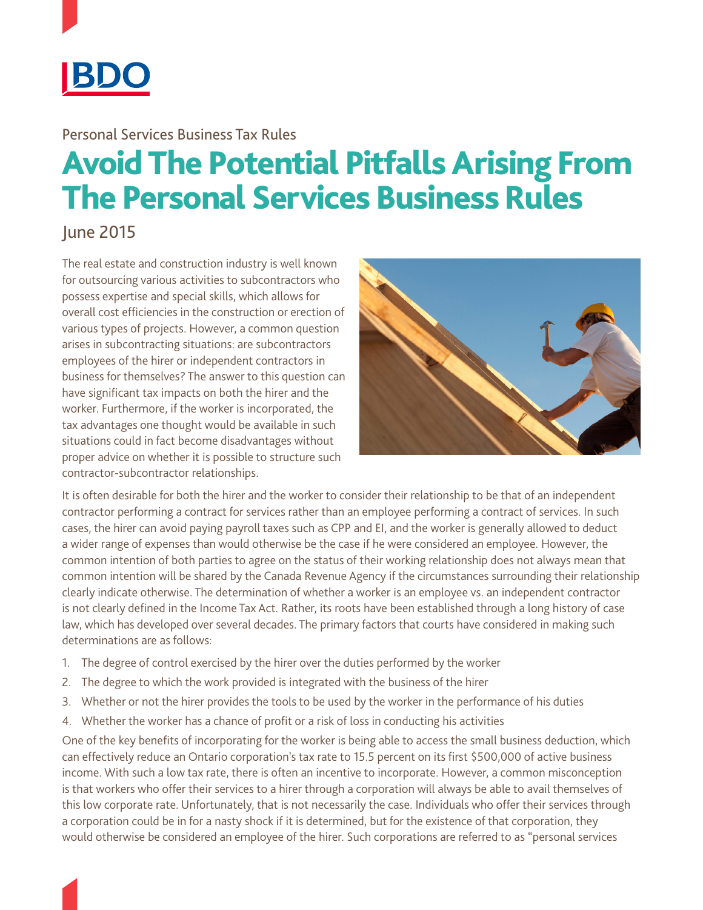Personal Services Business Tax Rules

# Avoid The Potential Pitfalls Arising From The Personal Services Business Rules

June 2015

The real estate and construction industry is well known for outsourcing various activities to subcontractors who possess expertise and special skills, which allows for overall cost efficiencies in the construction or erection of various types of projects. However, a common question arises in subcontracting situations: are subcontractors employees of the hirer or independent contractors in business for themselves? The answer to this question can have significant tax impacts on both the hirer and the worker. Furthermore, if the worker is incorporated, the tax advantages one thought would be available in such situations could in fact become disadvantages without proper advice on whether it is possible to structure such contractor-subcontractor relationships.

It is often desirable for both the hirer and the worker to consider their relationship to be that of an independent contractor performing a contract for services rather than an employee performing a contract of services. In such cases, the hirer can avoid paying payroll taxes such as CPP and EI, and the worker is generally allowed to deduct a wider range of expenses than would otherwise be the case if he were considered an employee. However, the common intention of both parties to agree on the status of their working relationship does not always mean that common intention will be shared by the Canada Revenue Agency if the circumstances surrounding their relationship clearly indicate otherwise. The determination of whether a worker is an employee vs. an independent contractor is not clearly defined in the Income Tax Act. Rather, its roots have been established through a long history of case law, which has developed over several decades. The primary factors that courts have considered in making such determinations are as follows:

1. The degree of control exercised by the hirer over the duties performed by the worker
2. The degree to which the work provided is integrated with the business of the hirer
3. Whether or not the hirer provides the tools to be used by the worker in the performance of his duties
4. Whether the worker has a chance of profit or a risk of loss in conducting his activities

One of the key benefits of incorporating for the worker is being able to access the small business deduction, which can effectively reduce an Ontario corporation's tax rate to 15.5 percent on its first $500,000 of active business income. With such a low tax rate, there is often an incentive to incorporate. However, a common misconception is that workers who offer their services to a hirer through a corporation will always be able to avail themselves of this low corporate rate. Unfortunately, that is not necessarily the case. Individuals who offer their services through a corporation could be in for a nasty shock if it is determined, but for the existence of that corporation, they would otherwise be considered an employee of the hirer. Such corporations are referred to as "personal services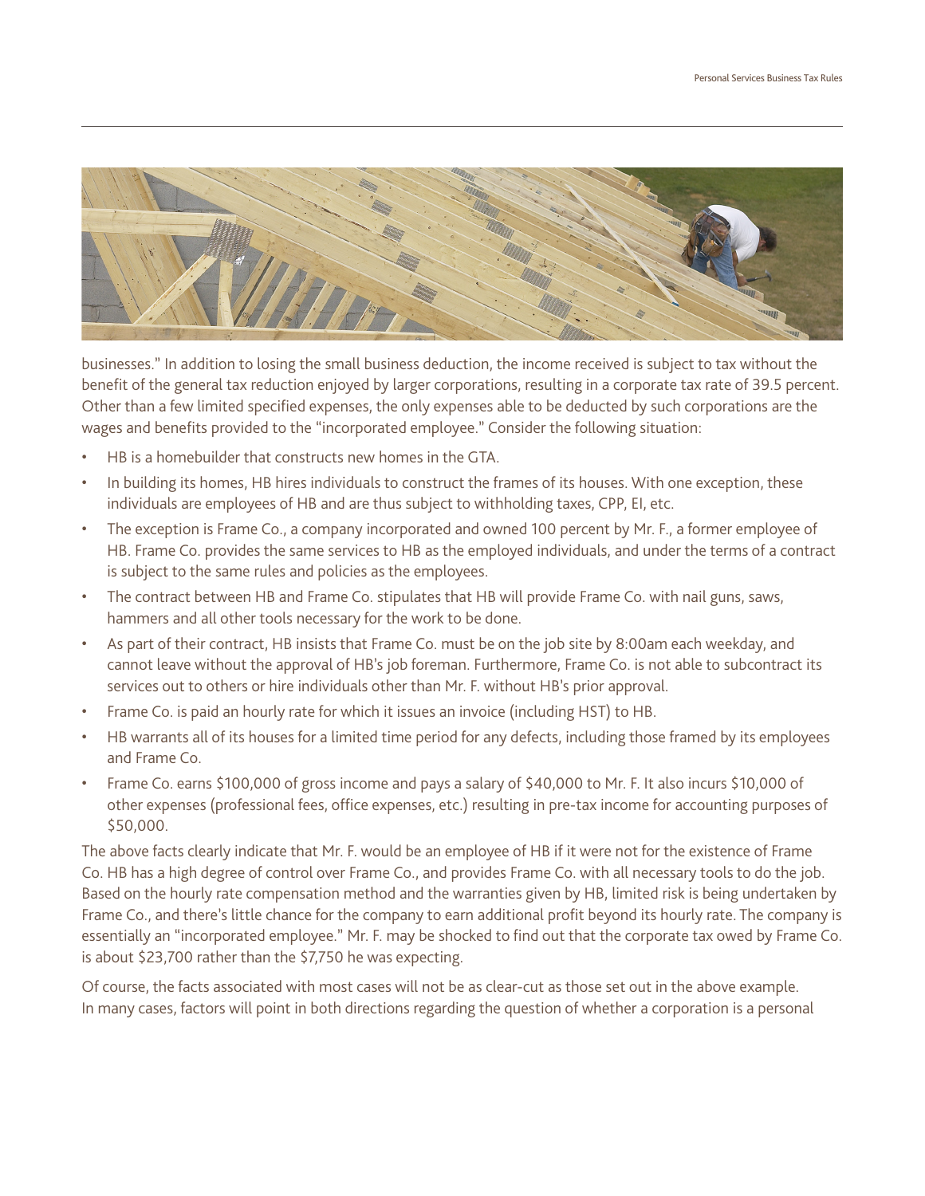businesses." In addition to losing the small business deduction, the income received is subject to tax without the benefit of the general tax reduction enjoyed by larger corporations, resulting in a corporate tax rate of 39.5 percent. Other than a few limited specified expenses, the only expenses able to be deducted by such corporations are the wages and benefits provided to the "incorporated employee." Consider the following situation:

- HB is a homebuilder that constructs new homes in the GTA.
- In building its homes, HB hires individuals to construct the frames of its houses. With one exception, these individuals are employees of HB and are thus subject to withholding taxes, CPP, EI, etc.
- The exception is Frame Co., a company incorporated and owned 100 percent by Mr. F., a former employee of HB. Frame Co. provides the same services to HB as the employed individuals, and under the terms of a contract is subject to the same rules and policies as the employees.
- The contract between HB and Frame Co. stipulates that HB will provide Frame Co. with nail guns, saws, hammers and all other tools necessary for the work to be done.
- As part of their contract, HB insists that Frame Co. must be on the job site by 8:00am each weekday, and cannot leave without the approval of HB's job foreman. Furthermore, Frame Co. is not able to subcontract its services out to others or hire individuals other than Mr. F. without HB's prior approval.
- Frame Co. is paid an hourly rate for which it issues an invoice (including HST) to HB.
- HB warrants all of its houses for a limited time period for any defects, including those framed by its employees and Frame Co.
- Frame Co. earns $100,000 of gross income and pays a salary of $40,000 to Mr. F. It also incurs $10,000 of other expenses (professional fees, office expenses, etc.) resulting in pre-tax income for accounting purposes of $50,000.

The above facts clearly indicate that Mr. F. would be an employee of HB if it were not for the existence of Frame Co. HB has a high degree of control over Frame Co., and provides Frame Co. with all necessary tools to do the job. Based on the hourly rate compensation method and the warranties given by HB, limited risk is being undertaken by Frame Co., and there's little chance for the company to earn additional profit beyond its hourly rate. The company is essentially an "incorporated employee." Mr. F. may be shocked to find out that the corporate tax owed by Frame Co. is about $23,700 rather than the $7,750 he was expecting.

Of course, the facts associated with most cases will not be as clear-cut as those set out in the above example. In many cases, factors will point in both directions regarding the question of whether a corporation is a personal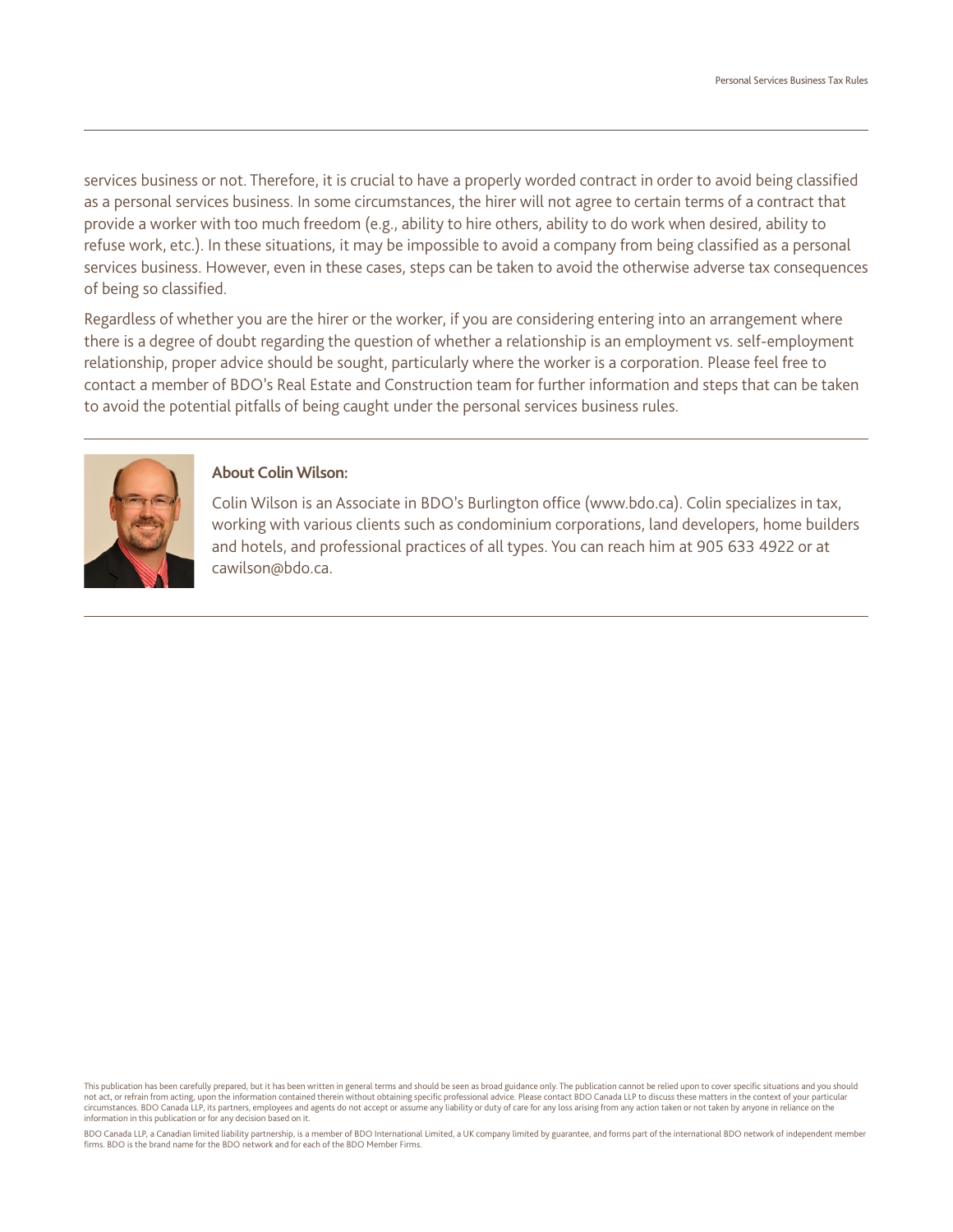services business or not. Therefore, it is crucial to have a properly worded contract in order to avoid being classified as a personal services business. In some circumstances, the hirer will not agree to certain terms of a contract that provide a worker with too much freedom (e.g., ability to hire others, ability to do work when desired, ability to refuse work, etc.). In these situations, it may be impossible to avoid a company from being classified as a personal services business. However, even in these cases, steps can be taken to avoid the otherwise adverse tax consequences of being so classified.

Regardless of whether you are the hirer or the worker, if you are considering entering into an arrangement where there is a degree of doubt regarding the question of whether a relationship is an employment vs. self-employment relationship, proper advice should be sought, particularly where the worker is a corporation. Please feel free to contact a member of BDO's Real Estate and Construction team for further information and steps that can be taken to avoid the potential pitfalls of being caught under the personal services business rules.

**About Colin Wilson:**

Colin Wilson is an Associate in BDO's Burlington office (www.bdo.ca). Colin specializes in tax, working with various clients such as condominium corporations, land developers, home builders and hotels, and professional practices of all types. You can reach him at 905 633 4922 or at cawilson@bdo.ca.

This publication has been carefully prepared, but it has been written in general terms and should be seen as broad guidance only. The publication cannot be relied upon to cover specific situations and you should not act, or refrain from acting, upon the information contained therein without obtaining specific professional advice. Please contact BDO Canada LLP to discuss these matters in the context of your particular circumstances. BDO Canada LLP, its partners, employees and agents do not accept or assume any liability or duty of care for any loss arising from any action taken or not taken by anyone in reliance on the information in this publication or for any decision based on it.

BDO Canada LLP, a Canadian limited liability partnership, is a member of BDO International Limited, a UK company limited by guarantee, and forms part of the international BDO network of independent member firms. BDO is the brand name for the BDO network and for each of the BDO Member Firms.